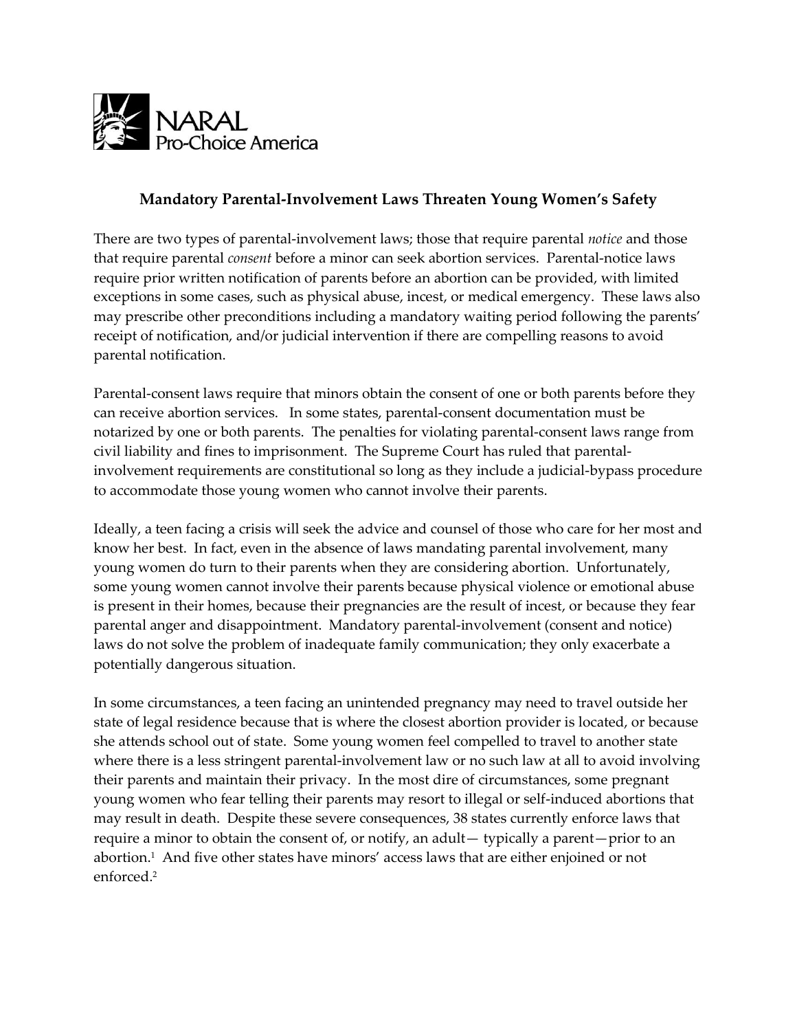NARAL Pro-Choice America

## Mandatory Parental-Involvement Laws Threaten Young Women's Safety

There are two types of parental-involvement laws; those that require parental *notice* and those that require parental *consent* before a minor can seek abortion services. Parental-notice laws require prior written notification of parents before an abortion can be provided, with limited exceptions in some cases, such as physical abuse, incest, or medical emergency. These laws also may prescribe other preconditions including a mandatory waiting period following the parents' receipt of notification, and/or judicial intervention if there are compelling reasons to avoid parental notification.

Parental-consent laws require that minors obtain the consent of one or both parents before they can receive abortion services. In some states, parental-consent documentation must be notarized by one or both parents. The penalties for violating parental-consent laws range from civil liability and fines to imprisonment. The Supreme Court has ruled that parental-involvement requirements are constitutional so long as they include a judicial-bypass procedure to accommodate those young women who cannot involve their parents.

Ideally, a teen facing a crisis will seek the advice and counsel of those who care for her most and know her best. In fact, even in the absence of laws mandating parental involvement, many young women do turn to their parents when they are considering abortion. Unfortunately, some young women cannot involve their parents because physical violence or emotional abuse is present in their homes, because their pregnancies are the result of incest, or because they fear parental anger and disappointment. Mandatory parental-involvement (consent and notice) laws do not solve the problem of inadequate family communication; they only exacerbate a potentially dangerous situation.

In some circumstances, a teen facing an unintended pregnancy may need to travel outside her state of legal residence because that is where the closest abortion provider is located, or because she attends school out of state. Some young women feel compelled to travel to another state where there is a less stringent parental-involvement law or no such law at all to avoid involving their parents and maintain their privacy. In the most dire of circumstances, some pregnant young women who fear telling their parents may resort to illegal or self-induced abortions that may result in death. Despite these severe consequences, 38 states currently enforce laws that require a minor to obtain the consent of, or notify, an adult— typically a parent—prior to an abortion.[1] And five other states have minors' access laws that are either enjoined or not enforced.[2]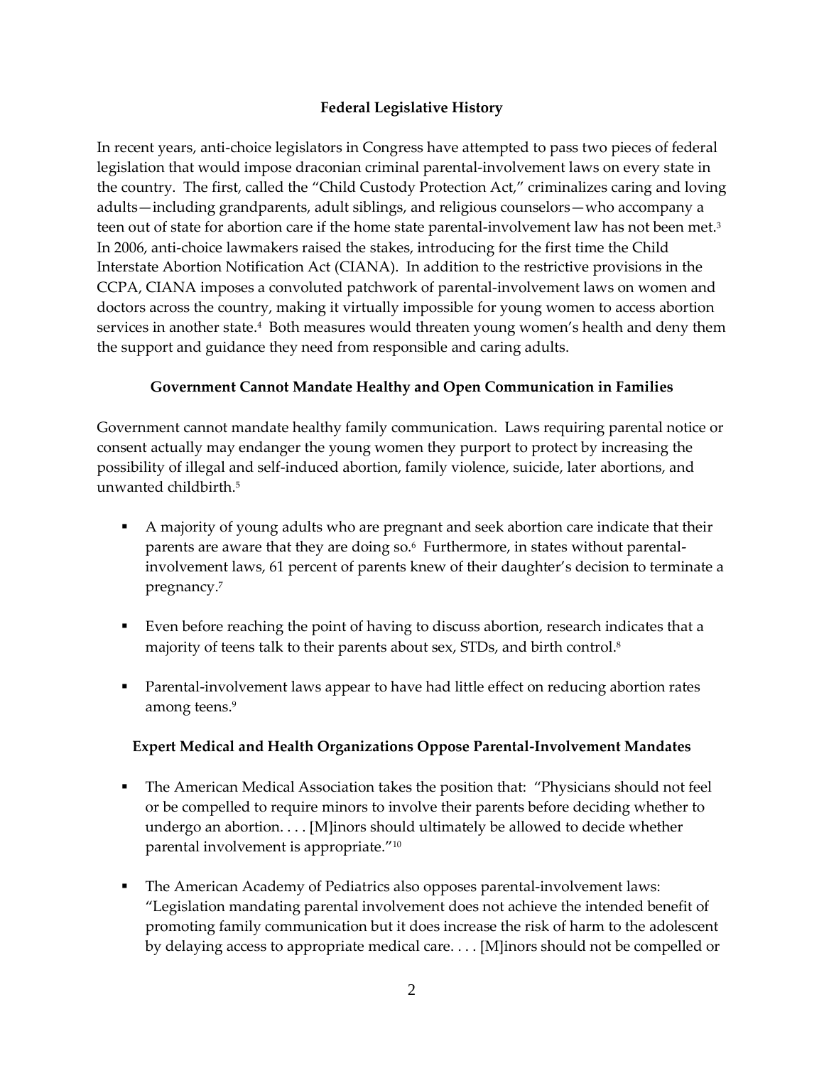## Federal Legislative History

In recent years, anti-choice legislators in Congress have attempted to pass two pieces of federal legislation that would impose draconian criminal parental-involvement laws on every state in the country. The first, called the "Child Custody Protection Act," criminalizes caring and loving adults—including grandparents, adult siblings, and religious counselors—who accompany a teen out of state for abortion care if the home state parental-involvement law has not been met.[3] In 2006, anti-choice lawmakers raised the stakes, introducing for the first time the Child Interstate Abortion Notification Act (CIANA). In addition to the restrictive provisions in the CCPA, CIANA imposes a convoluted patchwork of parental-involvement laws on women and doctors across the country, making it virtually impossible for young women to access abortion services in another state.[4] Both measures would threaten young women's health and deny them the support and guidance they need from responsible and caring adults.

## Government Cannot Mandate Healthy and Open Communication in Families

Government cannot mandate healthy family communication. Laws requiring parental notice or consent actually may endanger the young women they purport to protect by increasing the possibility of illegal and self-induced abortion, family violence, suicide, later abortions, and unwanted childbirth.[5]

- A majority of young adults who are pregnant and seek abortion care indicate that their parents are aware that they are doing so.[6] Furthermore, in states without parental-involvement laws, 61 percent of parents knew of their daughter's decision to terminate a pregnancy.[7]

- Even before reaching the point of having to discuss abortion, research indicates that a majority of teens talk to their parents about sex, STDs, and birth control.[8]

- Parental-involvement laws appear to have had little effect on reducing abortion rates among teens.[9]

## Expert Medical and Health Organizations Oppose Parental-Involvement Mandates

- The American Medical Association takes the position that: "Physicians should not feel or be compelled to require minors to involve their parents before deciding whether to undergo an abortion. . . . [M]inors should ultimately be allowed to decide whether parental involvement is appropriate."[10]

- The American Academy of Pediatrics also opposes parental-involvement laws: "Legislation mandating parental involvement does not achieve the intended benefit of promoting family communication but it does increase the risk of harm to the adolescent by delaying access to appropriate medical care. . . . [M]inors should not be compelled or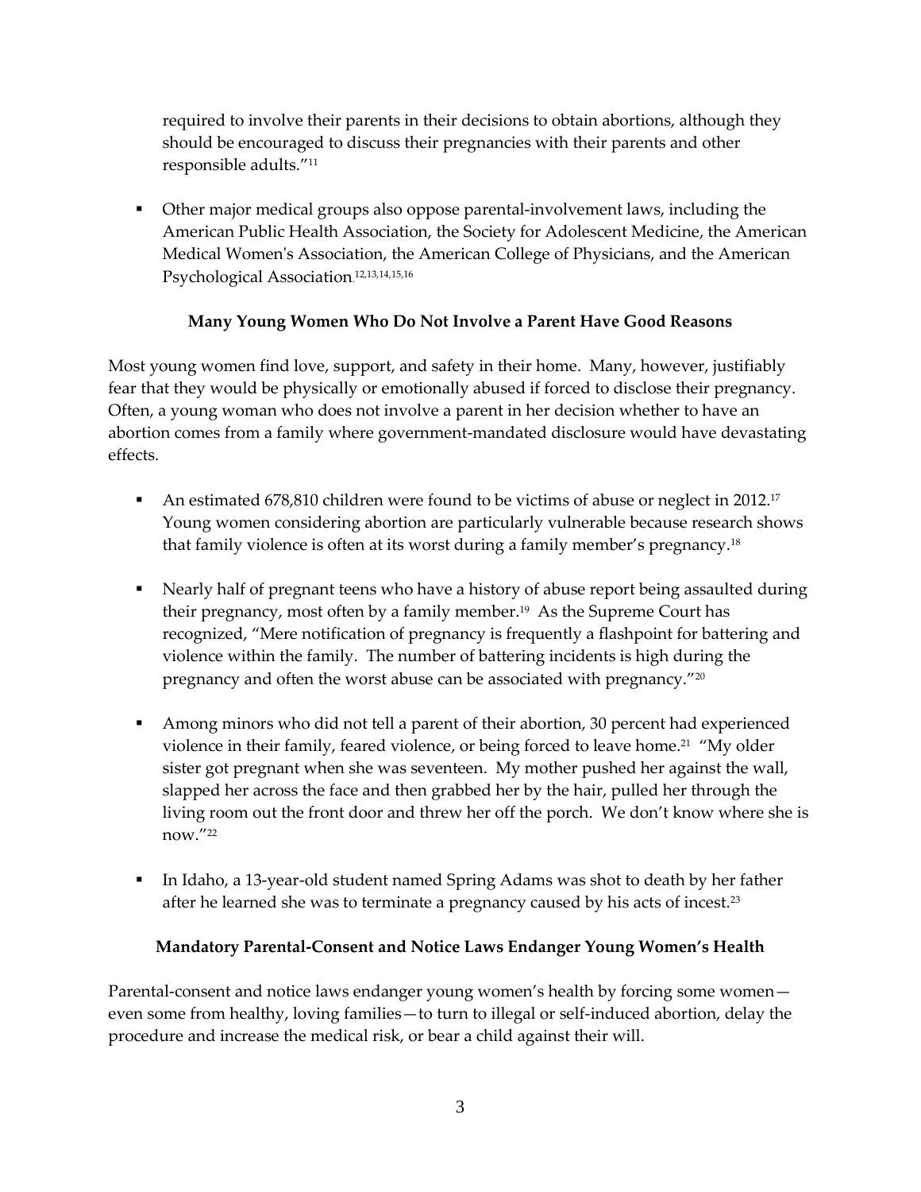required to involve their parents in their decisions to obtain abortions, although they should be encouraged to discuss their pregnancies with their parents and other responsible adults."[11]

- Other major medical groups also oppose parental-involvement laws, including the American Public Health Association, the Society for Adolescent Medicine, the American Medical Women's Association, the American College of Physicians, and the American Psychological Association.[12,13,14,15,16]

### Many Young Women Who Do Not Involve a Parent Have Good Reasons

Most young women find love, support, and safety in their home. Many, however, justifiably fear that they would be physically or emotionally abused if forced to disclose their pregnancy. Often, a young woman who does not involve a parent in her decision whether to have an abortion comes from a family where government-mandated disclosure would have devastating effects.

- An estimated 678,810 children were found to be victims of abuse or neglect in 2012.[17] Young women considering abortion are particularly vulnerable because research shows that family violence is often at its worst during a family member's pregnancy.[18]

- Nearly half of pregnant teens who have a history of abuse report being assaulted during their pregnancy, most often by a family member.[19] As the Supreme Court has recognized, "Mere notification of pregnancy is frequently a flashpoint for battering and violence within the family. The number of battering incidents is high during the pregnancy and often the worst abuse can be associated with pregnancy."[20]

- Among minors who did not tell a parent of their abortion, 30 percent had experienced violence in their family, feared violence, or being forced to leave home.[21] "My older sister got pregnant when she was seventeen. My mother pushed her against the wall, slapped her across the face and then grabbed her by the hair, pulled her through the living room out the front door and threw her off the porch. We don't know where she is now."[22]

- In Idaho, a 13-year-old student named Spring Adams was shot to death by her father after he learned she was to terminate a pregnancy caused by his acts of incest.[23]

### Mandatory Parental-Consent and Notice Laws Endanger Young Women's Health

Parental-consent and notice laws endanger young women's health by forcing some women—even some from healthy, loving families—to turn to illegal or self-induced abortion, delay the procedure and increase the medical risk, or bear a child against their will.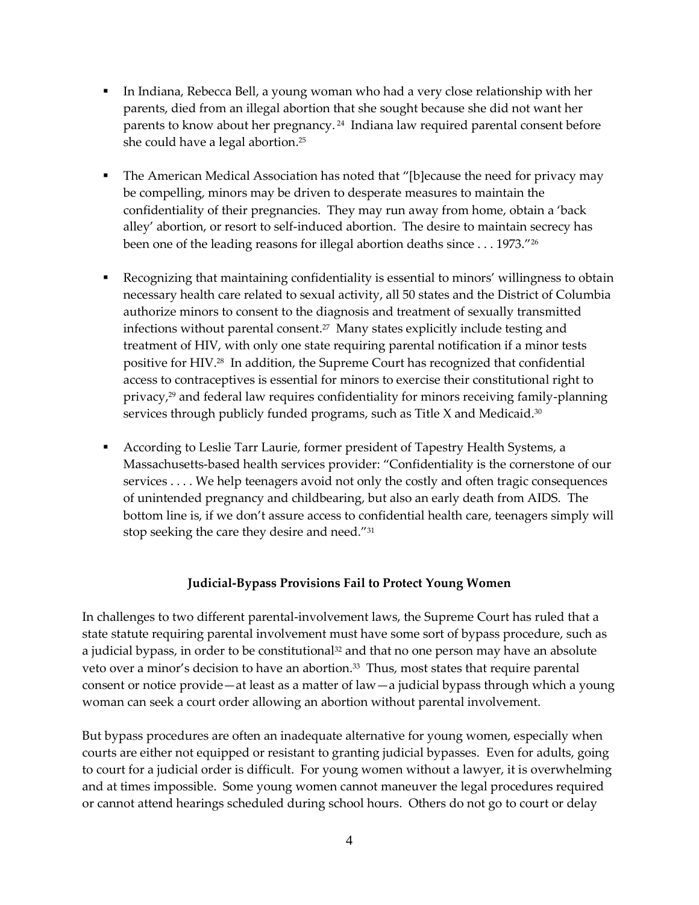- In Indiana, Rebecca Bell, a young woman who had a very close relationship with her parents, died from an illegal abortion that she sought because she did not want her parents to know about her pregnancy.[24] Indiana law required parental consent before she could have a legal abortion.[25]

- The American Medical Association has noted that "[b]ecause the need for privacy may be compelling, minors may be driven to desperate measures to maintain the confidentiality of their pregnancies. They may run away from home, obtain a 'back alley' abortion, or resort to self-induced abortion. The desire to maintain secrecy has been one of the leading reasons for illegal abortion deaths since . . . 1973."[26]

- Recognizing that maintaining confidentiality is essential to minors' willingness to obtain necessary health care related to sexual activity, all 50 states and the District of Columbia authorize minors to consent to the diagnosis and treatment of sexually transmitted infections without parental consent.[27] Many states explicitly include testing and treatment of HIV, with only one state requiring parental notification if a minor tests positive for HIV.[28] In addition, the Supreme Court has recognized that confidential access to contraceptives is essential for minors to exercise their constitutional right to privacy,[29] and federal law requires confidentiality for minors receiving family-planning services through publicly funded programs, such as Title X and Medicaid.[30]

- According to Leslie Tarr Laurie, former president of Tapestry Health Systems, a Massachusetts-based health services provider: "Confidentiality is the cornerstone of our services . . . . We help teenagers avoid not only the costly and often tragic consequences of unintended pregnancy and childbearing, but also an early death from AIDS. The bottom line is, if we don't assure access to confidential health care, teenagers simply will stop seeking the care they desire and need."[31]

**Judicial-Bypass Provisions Fail to Protect Young Women**

In challenges to two different parental-involvement laws, the Supreme Court has ruled that a state statute requiring parental involvement must have some sort of bypass procedure, such as a judicial bypass, in order to be constitutional[32] and that no one person may have an absolute veto over a minor's decision to have an abortion.[33] Thus, most states that require parental consent or notice provide—at least as a matter of law—a judicial bypass through which a young woman can seek a court order allowing an abortion without parental involvement.

But bypass procedures are often an inadequate alternative for young women, especially when courts are either not equipped or resistant to granting judicial bypasses. Even for adults, going to court for a judicial order is difficult. For young women without a lawyer, it is overwhelming and at times impossible. Some young women cannot maneuver the legal procedures required or cannot attend hearings scheduled during school hours. Others do not go to court or delay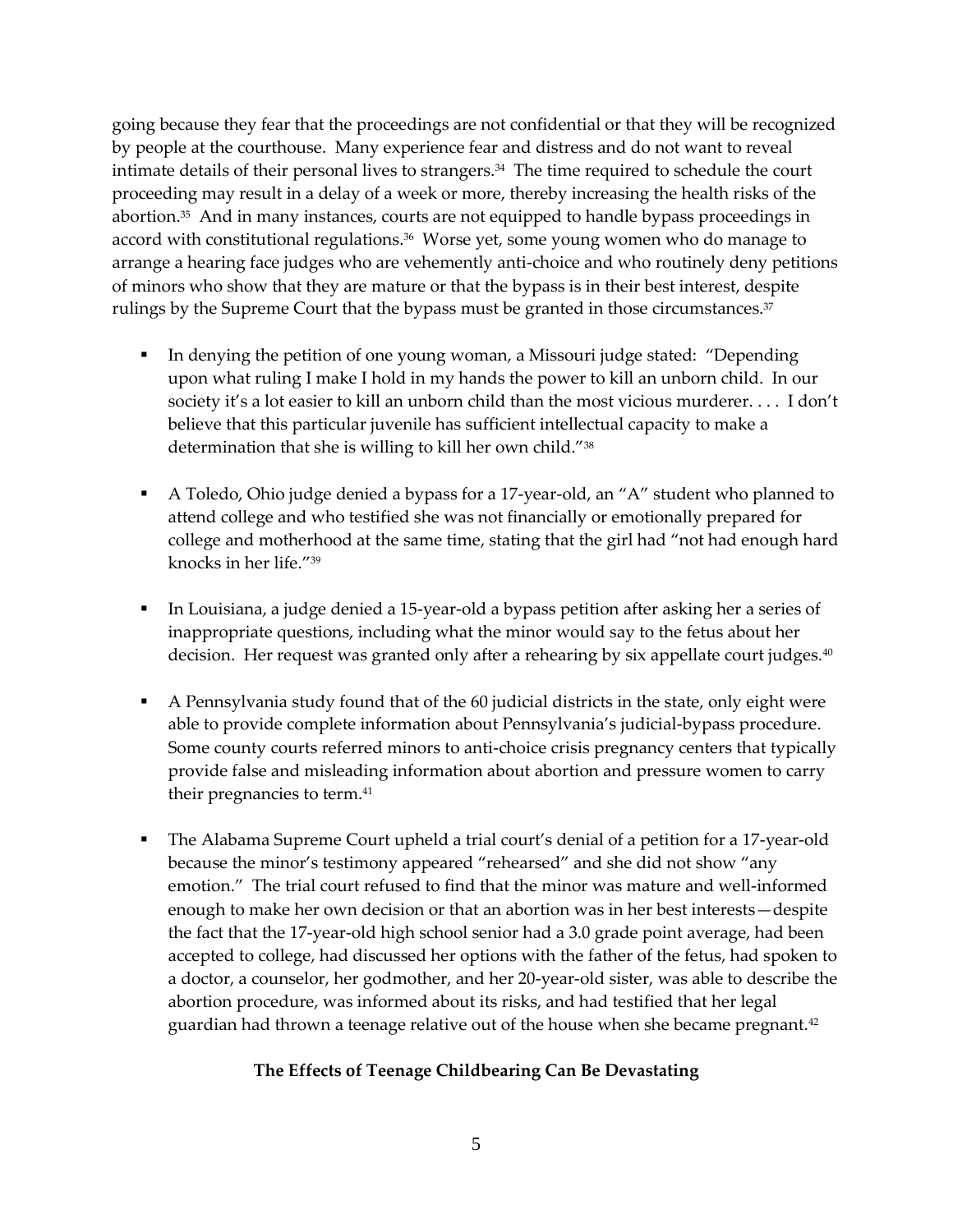going because they fear that the proceedings are not confidential or that they will be recognized by people at the courthouse. Many experience fear and distress and do not want to reveal intimate details of their personal lives to strangers.[34] The time required to schedule the court proceeding may result in a delay of a week or more, thereby increasing the health risks of the abortion.[35] And in many instances, courts are not equipped to handle bypass proceedings in accord with constitutional regulations.[36] Worse yet, some young women who do manage to arrange a hearing face judges who are vehemently anti-choice and who routinely deny petitions of minors who show that they are mature or that the bypass is in their best interest, despite rulings by the Supreme Court that the bypass must be granted in those circumstances.[37]

- In denying the petition of one young woman, a Missouri judge stated: "Depending upon what ruling I make I hold in my hands the power to kill an unborn child. In our society it's a lot easier to kill an unborn child than the most vicious murderer. . . . I don't believe that this particular juvenile has sufficient intellectual capacity to make a determination that she is willing to kill her own child."[38]

- A Toledo, Ohio judge denied a bypass for a 17-year-old, an "A" student who planned to attend college and who testified she was not financially or emotionally prepared for college and motherhood at the same time, stating that the girl had "not had enough hard knocks in her life."[39]

- In Louisiana, a judge denied a 15-year-old a bypass petition after asking her a series of inappropriate questions, including what the minor would say to the fetus about her decision. Her request was granted only after a rehearing by six appellate court judges.[40]

- A Pennsylvania study found that of the 60 judicial districts in the state, only eight were able to provide complete information about Pennsylvania's judicial-bypass procedure. Some county courts referred minors to anti-choice crisis pregnancy centers that typically provide false and misleading information about abortion and pressure women to carry their pregnancies to term.[41]

- The Alabama Supreme Court upheld a trial court's denial of a petition for a 17-year-old because the minor's testimony appeared "rehearsed" and she did not show "any emotion." The trial court refused to find that the minor was mature and well-informed enough to make her own decision or that an abortion was in her best interests—despite the fact that the 17-year-old high school senior had a 3.0 grade point average, had been accepted to college, had discussed her options with the father of the fetus, had spoken to a doctor, a counselor, her godmother, and her 20-year-old sister, was able to describe the abortion procedure, was informed about its risks, and had testified that her legal guardian had thrown a teenage relative out of the house when she became pregnant.[42]

## The Effects of Teenage Childbearing Can Be Devastating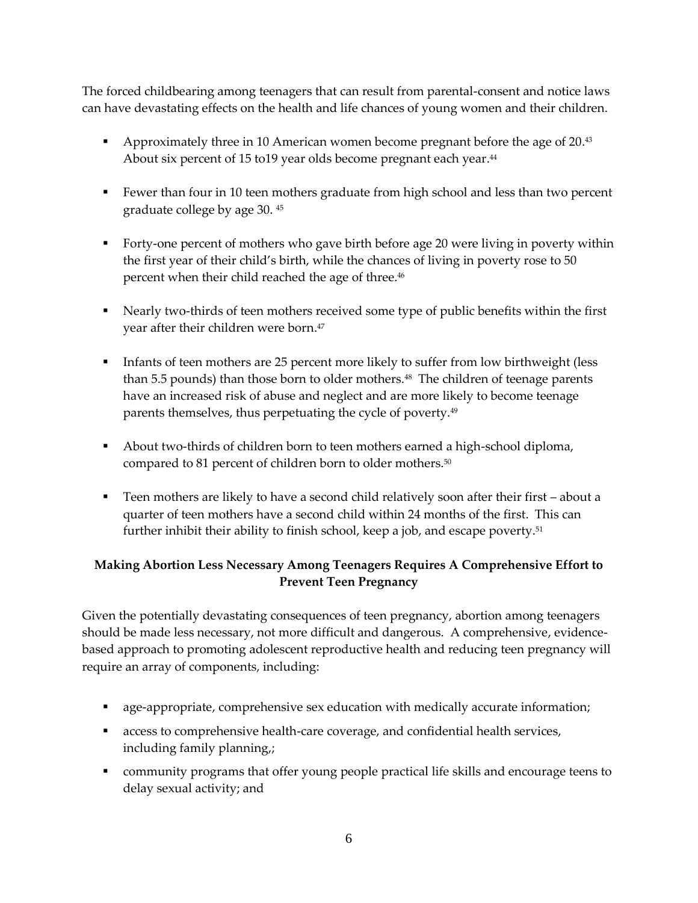The forced childbearing among teenagers that can result from parental-consent and notice laws can have devastating effects on the health and life chances of young women and their children.

- Approximately three in 10 American women become pregnant before the age of 20.[43] About six percent of 15 to19 year olds become pregnant each year.[44]

- Fewer than four in 10 teen mothers graduate from high school and less than two percent graduate college by age 30. [45]

- Forty-one percent of mothers who gave birth before age 20 were living in poverty within the first year of their child's birth, while the chances of living in poverty rose to 50 percent when their child reached the age of three.[46]

- Nearly two-thirds of teen mothers received some type of public benefits within the first year after their children were born.[47]

- Infants of teen mothers are 25 percent more likely to suffer from low birthweight (less than 5.5 pounds) than those born to older mothers.[48] The children of teenage parents have an increased risk of abuse and neglect and are more likely to become teenage parents themselves, thus perpetuating the cycle of poverty.[49]

- About two-thirds of children born to teen mothers earned a high-school diploma, compared to 81 percent of children born to older mothers.[50]

- Teen mothers are likely to have a second child relatively soon after their first – about a quarter of teen mothers have a second child within 24 months of the first. This can further inhibit their ability to finish school, keep a job, and escape poverty.[51]

**Making Abortion Less Necessary Among Teenagers Requires A Comprehensive Effort to Prevent Teen Pregnancy**

Given the potentially devastating consequences of teen pregnancy, abortion among teenagers should be made less necessary, not more difficult and dangerous. A comprehensive, evidence-based approach to promoting adolescent reproductive health and reducing teen pregnancy will require an array of components, including:

- age-appropriate, comprehensive sex education with medically accurate information;
- access to comprehensive health-care coverage, and confidential health services, including family planning,;
- community programs that offer young people practical life skills and encourage teens to delay sexual activity; and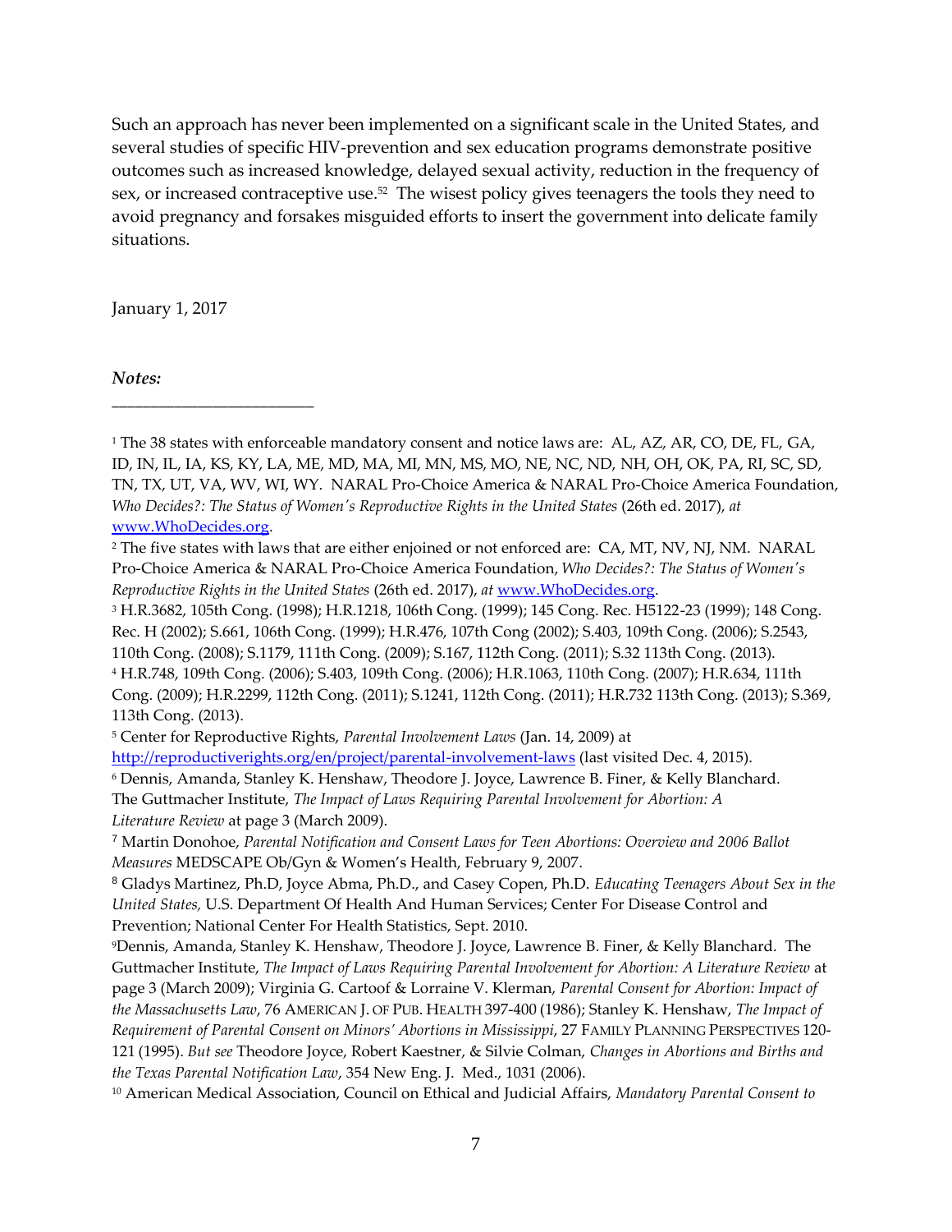Such an approach has never been implemented on a significant scale in the United States, and several studies of specific HIV-prevention and sex education programs demonstrate positive outcomes such as increased knowledge, delayed sexual activity, reduction in the frequency of sex, or increased contraceptive use.[52] The wisest policy gives teenagers the tools they need to avoid pregnancy and forsakes misguided efforts to insert the government into delicate family situations.

January 1, 2017

***Notes:***

---

[1] The 38 states with enforceable mandatory consent and notice laws are: AL, AZ, AR, CO, DE, FL, GA, ID, IN, IL, IA, KS, KY, LA, ME, MD, MA, MI, MN, MS, MO, NE, NC, ND, NH, OH, OK, PA, RI, SC, SD, TN, TX, UT, VA, WV, WI, WY. NARAL Pro-Choice America & NARAL Pro-Choice America Foundation, *Who Decides?: The Status of Women's Reproductive Rights in the United States* (26th ed. 2017), *at* www.WhoDecides.org.

[2] The five states with laws that are either enjoined or not enforced are: CA, MT, NV, NJ, NM. NARAL Pro-Choice America & NARAL Pro-Choice America Foundation, *Who Decides?: The Status of Women's Reproductive Rights in the United States* (26th ed. 2017), *at* www.WhoDecides.org.

[3] H.R.3682, 105th Cong. (1998); H.R.1218, 106th Cong. (1999); 145 Cong. Rec. H5122-23 (1999); 148 Cong. Rec. H (2002); S.661, 106th Cong. (1999); H.R.476, 107th Cong (2002); S.403, 109th Cong. (2006); S.2543, 110th Cong. (2008); S.1179, 111th Cong. (2009); S.167, 112th Cong. (2011); S.32 113th Cong. (2013).

[4] H.R.748, 109th Cong. (2006); S.403, 109th Cong. (2006); H.R.1063, 110th Cong. (2007); H.R.634, 111th Cong. (2009); H.R.2299, 112th Cong. (2011); S.1241, 112th Cong. (2011); H.R.732 113th Cong. (2013); S.369, 113th Cong. (2013).

[5] Center for Reproductive Rights, *Parental Involvement Laws* (Jan. 14, 2009) at http://reproductiverights.org/en/project/parental-involvement-laws (last visited Dec. 4, 2015).

[6] Dennis, Amanda, Stanley K. Henshaw, Theodore J. Joyce, Lawrence B. Finer, & Kelly Blanchard. The Guttmacher Institute, *The Impact of Laws Requiring Parental Involvement for Abortion: A Literature Review* at page 3 (March 2009).

[7] Martin Donohoe, *Parental Notification and Consent Laws for Teen Abortions: Overview and 2006 Ballot Measures* MEDSCAPE Ob/Gyn & Women's Health, February 9, 2007.

[8] Gladys Martinez, Ph.D, Joyce Abma, Ph.D., and Casey Copen, Ph.D. *Educating Teenagers About Sex in the United States,* U.S. Department Of Health And Human Services; Center For Disease Control and Prevention; National Center For Health Statistics, Sept. 2010.

[9] Dennis, Amanda, Stanley K. Henshaw, Theodore J. Joyce, Lawrence B. Finer, & Kelly Blanchard. The Guttmacher Institute, *The Impact of Laws Requiring Parental Involvement for Abortion: A Literature Review* at page 3 (March 2009); Virginia G. Cartoof & Lorraine V. Klerman, *Parental Consent for Abortion: Impact of the Massachusetts Law*, 76 AMERICAN J. OF PUB. HEALTH 397-400 (1986); Stanley K. Henshaw, *The Impact of Requirement of Parental Consent on Minors' Abortions in Mississippi*, 27 FAMILY PLANNING PERSPECTIVES 120-121 (1995). *But see* Theodore Joyce, Robert Kaestner, & Silvie Colman, *Changes in Abortions and Births and the Texas Parental Notification Law*, 354 New Eng. J. Med., 1031 (2006).

[10] American Medical Association, Council on Ethical and Judicial Affairs, *Mandatory Parental Consent to*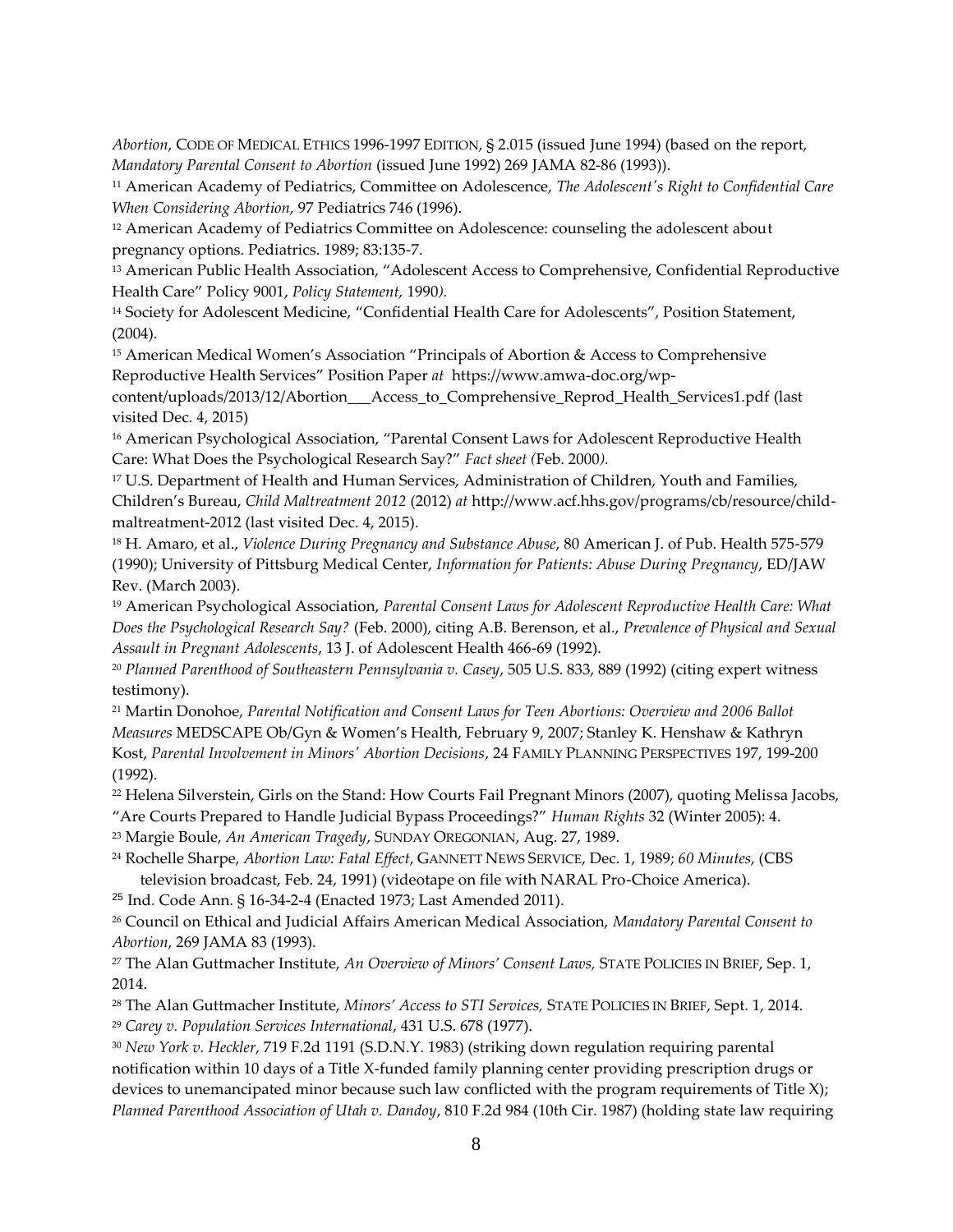*Abortion*, CODE OF MEDICAL ETHICS 1996-1997 EDITION, § 2.015 (issued June 1994) (based on the report, *Mandatory Parental Consent to Abortion* (issued June 1992) 269 JAMA 82-86 (1993)).

[11] American Academy of Pediatrics, Committee on Adolescence, *The Adolescent's Right to Confidential Care When Considering Abortion*, 97 Pediatrics 746 (1996).

[12] American Academy of Pediatrics Committee on Adolescence: counseling the adolescent about pregnancy options. Pediatrics. 1989; 83:135-7.

[13] American Public Health Association, "Adolescent Access to Comprehensive, Confidential Reproductive Health Care" Policy 9001, *Policy Statement,* 1990*).*

[14] Society for Adolescent Medicine, "Confidential Health Care for Adolescents", Position Statement, (2004).

[15] American Medical Women's Association "Principals of Abortion & Access to Comprehensive Reproductive Health Services" Position Paper *at* https://www.amwa-doc.org/wp-content/uploads/2013/12/Abortion___Access_to_Comprehensive_Reprod_Health_Services1.pdf (last visited Dec. 4, 2015)

[16] American Psychological Association, "Parental Consent Laws for Adolescent Reproductive Health Care: What Does the Psychological Research Say?" *Fact sheet (*Feb. 2000*).*

[17] U.S. Department of Health and Human Services, Administration of Children, Youth and Families, Children's Bureau, *Child Maltreatment 2012* (2012) *at* http://www.acf.hhs.gov/programs/cb/resource/child-maltreatment-2012 (last visited Dec. 4, 2015).

[18] H. Amaro, et al., *Violence During Pregnancy and Substance Abuse*, 80 American J. of Pub. Health 575-579 (1990); University of Pittsburg Medical Center, *Information for Patients: Abuse During Pregnancy*, ED/JAW Rev. (March 2003).

[19] American Psychological Association, *Parental Consent Laws for Adolescent Reproductive Health Care: What Does the Psychological Research Say?* (Feb. 2000), citing A.B. Berenson, et al., *Prevalence of Physical and Sexual Assault in Pregnant Adolescents*, 13 J. of Adolescent Health 466-69 (1992).

[20] *Planned Parenthood of Southeastern Pennsylvania v. Casey*, 505 U.S. 833, 889 (1992) (citing expert witness testimony).

[21] Martin Donohoe, *Parental Notification and Consent Laws for Teen Abortions: Overview and 2006 Ballot Measures* MEDSCAPE Ob/Gyn & Women's Health, February 9, 2007; Stanley K. Henshaw & Kathryn Kost, *Parental Involvement in Minors' Abortion Decisions*, 24 FAMILY PLANNING PERSPECTIVES 197, 199-200 (1992).

[22] Helena Silverstein, Girls on the Stand: How Courts Fail Pregnant Minors (2007), quoting Melissa Jacobs, "Are Courts Prepared to Handle Judicial Bypass Proceedings?" *Human Rights* 32 (Winter 2005): 4.

[23] Margie Boule, *An American Tragedy*, SUNDAY OREGONIAN, Aug. 27, 1989.

[24] Rochelle Sharpe, *Abortion Law: Fatal Effect*, GANNETT NEWS SERVICE, Dec. 1, 1989; *60 Minutes*, (CBS television broadcast, Feb. 24, 1991) (videotape on file with NARAL Pro-Choice America).

[25] Ind. Code Ann. § 16-34-2-4 (Enacted 1973; Last Amended 2011).

[26] Council on Ethical and Judicial Affairs American Medical Association, *Mandatory Parental Consent to Abortion*, 269 JAMA 83 (1993).

[27] The Alan Guttmacher Institute, *An Overview of Minors' Consent Laws,* STATE POLICIES IN BRIEF, Sep. 1, 2014.

[28] The Alan Guttmacher Institute, *Minors' Access to STI Services,* STATE POLICIES IN BRIEF, Sept. 1, 2014.

[29] *Carey v. Population Services International*, 431 U.S. 678 (1977).

[30] *New York v. Heckler*, 719 F.2d 1191 (S.D.N.Y. 1983) (striking down regulation requiring parental notification within 10 days of a Title X-funded family planning center providing prescription drugs or devices to unemancipated minor because such law conflicted with the program requirements of Title X); *Planned Parenthood Association of Utah v. Dandoy*, 810 F.2d 984 (10th Cir. 1987) (holding state law requiring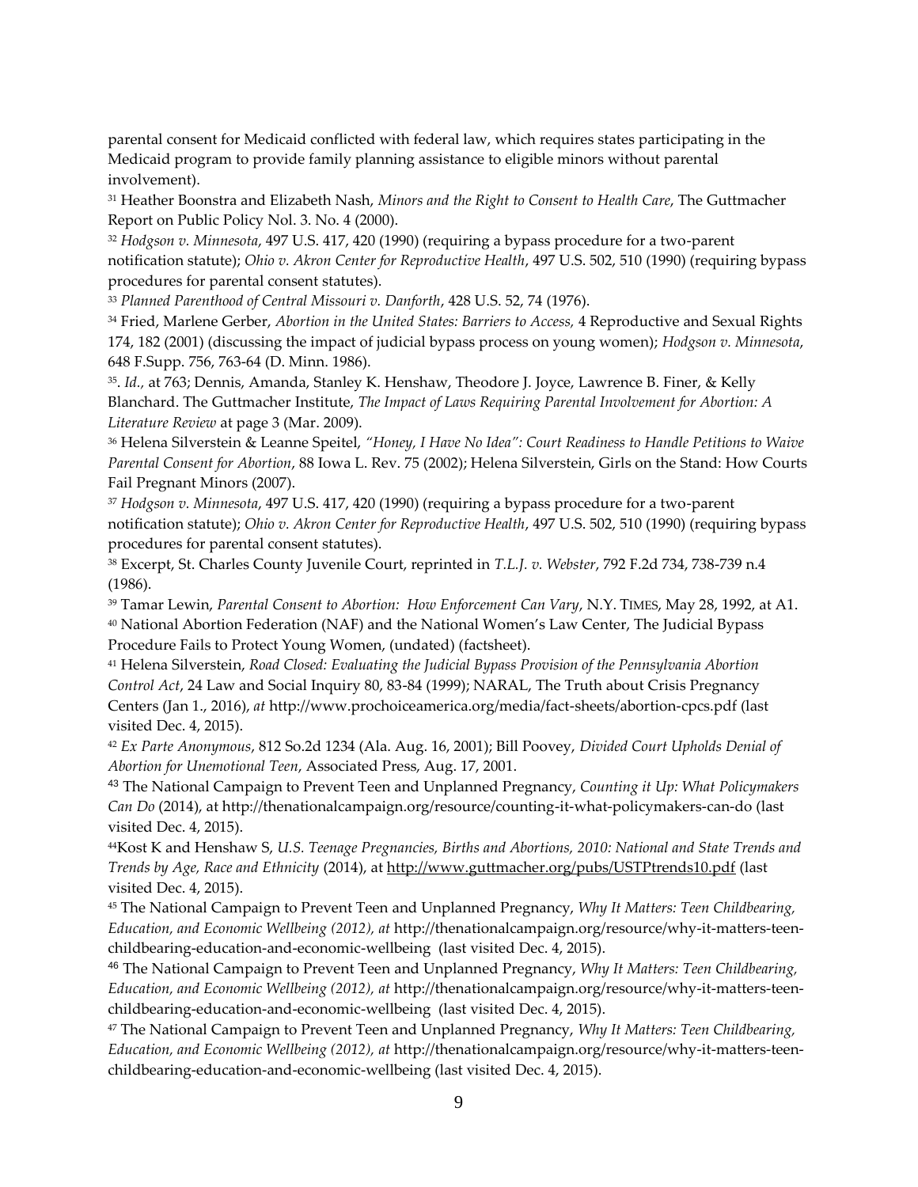parental consent for Medicaid conflicted with federal law, which requires states participating in the Medicaid program to provide family planning assistance to eligible minors without parental involvement).

[31] Heather Boonstra and Elizabeth Nash, *Minors and the Right to Consent to Health Care*, The Guttmacher Report on Public Policy Nol. 3. No. 4 (2000).

[32] *Hodgson v. Minnesota*, 497 U.S. 417, 420 (1990) (requiring a bypass procedure for a two-parent notification statute); *Ohio v. Akron Center for Reproductive Health*, 497 U.S. 502, 510 (1990) (requiring bypass procedures for parental consent statutes).

[33] *Planned Parenthood of Central Missouri v. Danforth*, 428 U.S. 52, 74 (1976).

[34] Fried, Marlene Gerber, *Abortion in the United States: Barriers to Access,* 4 Reproductive and Sexual Rights 174, 182 (2001) (discussing the impact of judicial bypass process on young women); *Hodgson v. Minnesota*, 648 F.Supp. 756, 763-64 (D. Minn. 1986).

[35]. *Id.,* at 763; Dennis, Amanda, Stanley K. Henshaw, Theodore J. Joyce, Lawrence B. Finer, & Kelly Blanchard. The Guttmacher Institute, *The Impact of Laws Requiring Parental Involvement for Abortion: A Literature Review* at page 3 (Mar. 2009).

[36] Helena Silverstein & Leanne Speitel, *"Honey, I Have No Idea": Court Readiness to Handle Petitions to Waive Parental Consent for Abortion*, 88 Iowa L. Rev. 75 (2002); Helena Silverstein, Girls on the Stand: How Courts Fail Pregnant Minors (2007).

[37] *Hodgson v. Minnesota*, 497 U.S. 417, 420 (1990) (requiring a bypass procedure for a two-parent notification statute); *Ohio v. Akron Center for Reproductive Health*, 497 U.S. 502, 510 (1990) (requiring bypass procedures for parental consent statutes).

[38] Excerpt, St. Charles County Juvenile Court, reprinted in *T.L.J. v. Webster*, 792 F.2d 734, 738-739 n.4 (1986).

[39] Tamar Lewin, *Parental Consent to Abortion: How Enforcement Can Vary*, N.Y. TIMES, May 28, 1992, at A1.

[40] National Abortion Federation (NAF) and the National Women's Law Center, The Judicial Bypass Procedure Fails to Protect Young Women, (undated) (factsheet).

[41] Helena Silverstein, *Road Closed: Evaluating the Judicial Bypass Provision of the Pennsylvania Abortion Control Act*, 24 Law and Social Inquiry 80, 83-84 (1999); NARAL, The Truth about Crisis Pregnancy Centers (Jan 1., 2016), *at* http://www.prochoiceamerica.org/media/fact-sheets/abortion-cpcs.pdf (last visited Dec. 4, 2015).

[42] *Ex Parte Anonymous*, 812 So.2d 1234 (Ala. Aug. 16, 2001); Bill Poovey, *Divided Court Upholds Denial of Abortion for Unemotional Teen*, Associated Press, Aug. 17, 2001.

[43] The National Campaign to Prevent Teen and Unplanned Pregnancy, *Counting it Up: What Policymakers Can Do* (2014), at http://thenationalcampaign.org/resource/counting-it-what-policymakers-can-do (last visited Dec. 4, 2015).

[44] Kost K and Henshaw S, *U.S. Teenage Pregnancies, Births and Abortions, 2010: National and State Trends and Trends by Age, Race and Ethnicity* (2014), at http://www.guttmacher.org/pubs/USTPtrends10.pdf (last visited Dec. 4, 2015).

[45] The National Campaign to Prevent Teen and Unplanned Pregnancy, *Why It Matters: Teen Childbearing, Education, and Economic Wellbeing (2012), at* http://thenationalcampaign.org/resource/why-it-matters-teen-childbearing-education-and-economic-wellbeing (last visited Dec. 4, 2015).

[46] The National Campaign to Prevent Teen and Unplanned Pregnancy, *Why It Matters: Teen Childbearing, Education, and Economic Wellbeing (2012), at* http://thenationalcampaign.org/resource/why-it-matters-teen-childbearing-education-and-economic-wellbeing (last visited Dec. 4, 2015).

[47] The National Campaign to Prevent Teen and Unplanned Pregnancy, *Why It Matters: Teen Childbearing, Education, and Economic Wellbeing (2012), at* http://thenationalcampaign.org/resource/why-it-matters-teen-childbearing-education-and-economic-wellbeing (last visited Dec. 4, 2015).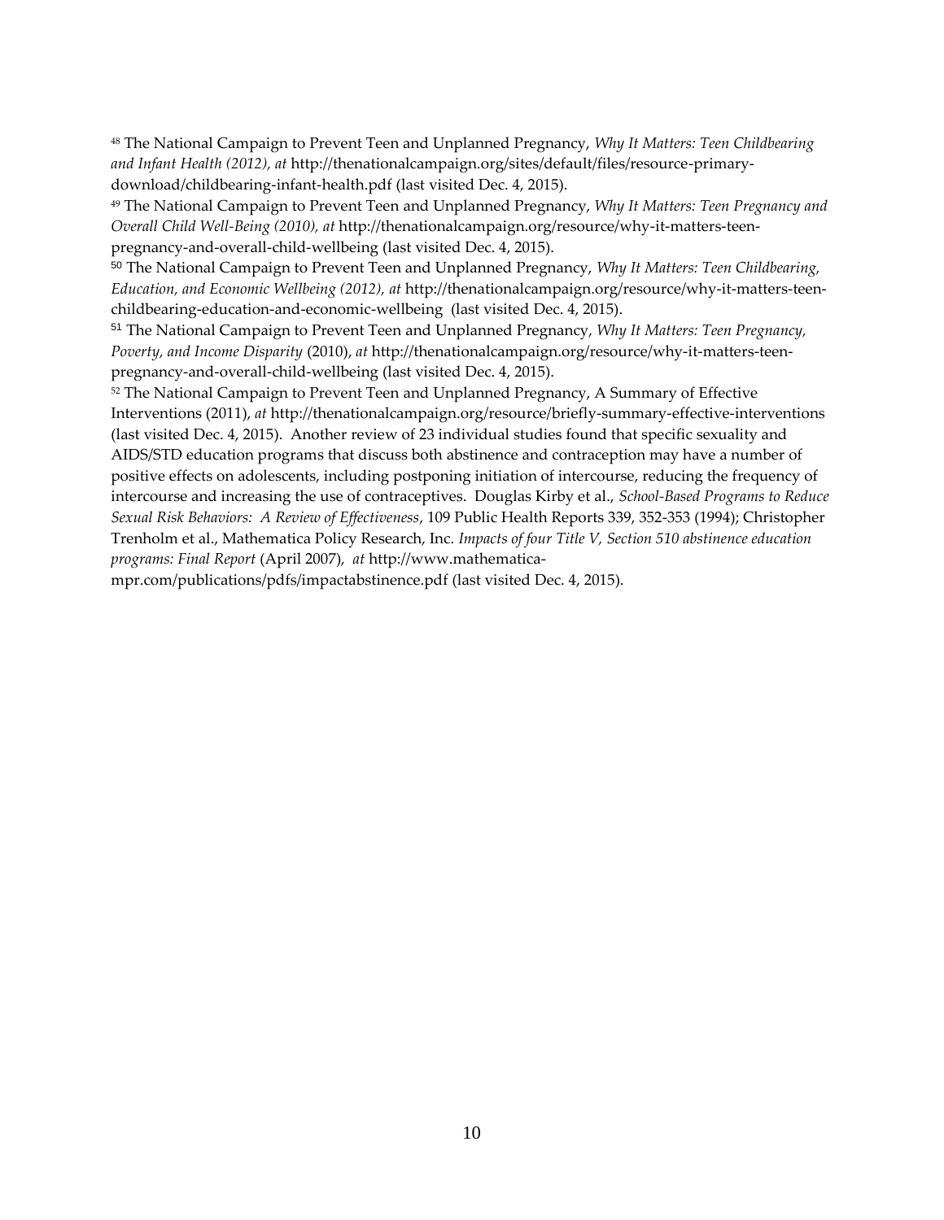[48] The National Campaign to Prevent Teen and Unplanned Pregnancy, *Why It Matters: Teen Childbearing and Infant Health (2012), at* http://thenationalcampaign.org/sites/default/files/resource-primary-download/childbearing-infant-health.pdf (last visited Dec. 4, 2015).

[49] The National Campaign to Prevent Teen and Unplanned Pregnancy, *Why It Matters: Teen Pregnancy and Overall Child Well-Being (2010), at* http://thenationalcampaign.org/resource/why-it-matters-teen-pregnancy-and-overall-child-wellbeing (last visited Dec. 4, 2015).

[50] The National Campaign to Prevent Teen and Unplanned Pregnancy, *Why It Matters: Teen Childbearing, Education, and Economic Wellbeing (2012), at* http://thenationalcampaign.org/resource/why-it-matters-teen-childbearing-education-and-economic-wellbeing (last visited Dec. 4, 2015).

[51] The National Campaign to Prevent Teen and Unplanned Pregnancy, *Why It Matters: Teen Pregnancy, Poverty, and Income Disparity* (2010), *at* http://thenationalcampaign.org/resource/why-it-matters-teen-pregnancy-and-overall-child-wellbeing (last visited Dec. 4, 2015).

[52] The National Campaign to Prevent Teen and Unplanned Pregnancy, A Summary of Effective Interventions (2011), *at* http://thenationalcampaign.org/resource/briefly-summary-effective-interventions (last visited Dec. 4, 2015). Another review of 23 individual studies found that specific sexuality and AIDS/STD education programs that discuss both abstinence and contraception may have a number of positive effects on adolescents, including postponing initiation of intercourse, reducing the frequency of intercourse and increasing the use of contraceptives. Douglas Kirby et al., *School-Based Programs to Reduce Sexual Risk Behaviors: A Review of Effectiveness*, 109 Public Health Reports 339, 352-353 (1994); Christopher Trenholm et al., Mathematica Policy Research, Inc. *Impacts of four Title V, Section 510 abstinence education programs: Final Report* (April 2007), *at* http://www.mathematica-mpr.com/publications/pdfs/impactabstinence.pdf (last visited Dec. 4, 2015).